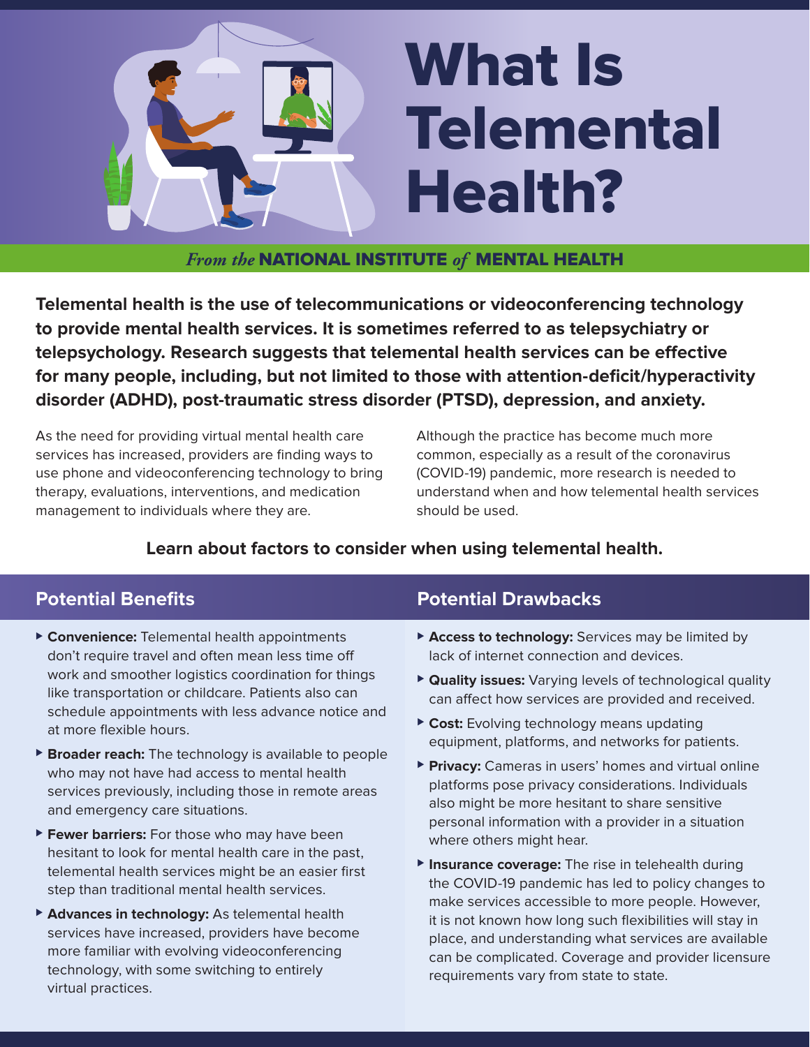# What Is Telemental Health?

*From the* NATIONAL INSTITUTE *of* MENTAL HEALTH

**Telemental health is the use of telecommunications or videoconferencing technology to provide mental health services. It is sometimes referred to as telepsychiatry or telepsychology. Research suggests that telemental health services can be effective for many people, including, but not limited to those with attention-deficit/hyperactivity disorder (ADHD), post-traumatic stress disorder (PTSD), depression, and anxiety.**

As the need for providing virtual mental health care services has increased, providers are finding ways to use phone and videoconferencing technology to bring therapy, evaluations, interventions, and medication management to individuals where they are.

Although the practice has become much more common, especially as a result of the coronavirus (COVID-19) pandemic, more research is needed to understand when and how telemental health services should be used.

**Learn about factors to consider when using telemental health.**

## Potential Benefits

- **Convenience:** Telemental health appointments don't require travel and often mean less time off work and smoother logistics coordination for things like transportation or childcare. Patients also can schedule appointments with less advance notice and at more flexible hours.
- **Broader reach:** The technology is available to people who may not have had access to mental health services previously, including those in remote areas and emergency care situations.
- **Fewer barriers:** For those who may have been hesitant to look for mental health care in the past, telemental health services might be an easier first step than traditional mental health services.
- **Advances in technology:** As telemental health services have increased, providers have become more familiar with evolving videoconferencing technology, with some switching to entirely virtual practices.

## Potential Drawbacks

- **Access to technology:** Services may be limited by lack of internet connection and devices.
- **Quality issues:** Varying levels of technological quality can affect how services are provided and received.
- **Cost:** Evolving technology means updating equipment, platforms, and networks for patients.
- **Privacy:** Cameras in users' homes and virtual online platforms pose privacy considerations. Individuals also might be more hesitant to share sensitive personal information with a provider in a situation where others might hear.
- **Insurance coverage:** The rise in telehealth during the COVID-19 pandemic has led to policy changes to make services accessible to more people. However, it is not known how long such flexibilities will stay in place, and understanding what services are available can be complicated. Coverage and provider licensure requirements vary from state to state.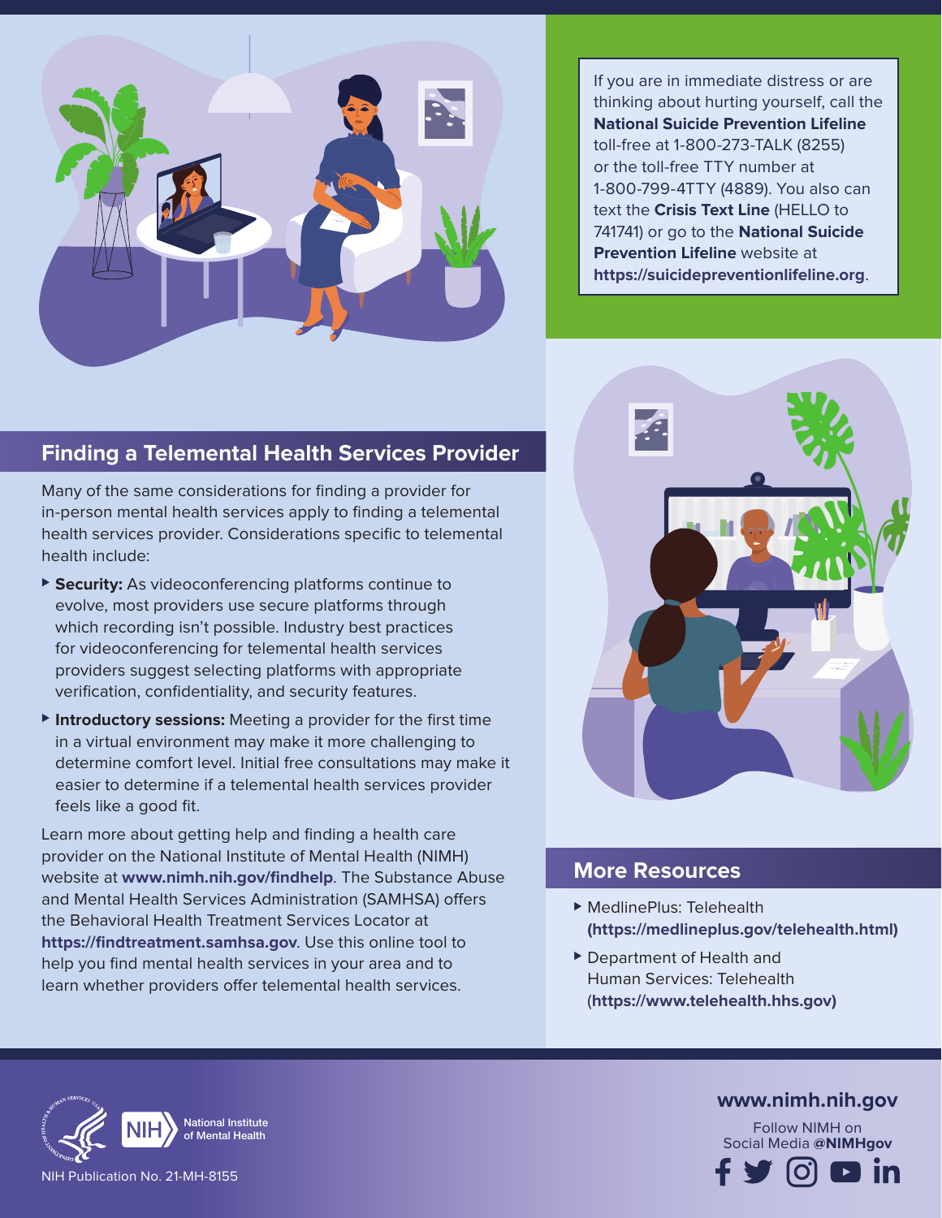If you are in immediate distress or are thinking about hurting yourself, call the **National Suicide Prevention Lifeline** toll-free at 1-800-273-TALK (8255) or the toll-free TTY number at 1-800-799-4TTY (4889). You also can text the **Crisis Text Line** (HELLO to 741741) or go to the **National Suicide Prevention Lifeline** website at **https://suicidepreventionlifeline.org**.

## Finding a Telemental Health Services Provider

Many of the same considerations for finding a provider for in-person mental health services apply to finding a telemental health services provider. Considerations specific to telemental health include:

- **Security:** As videoconferencing platforms continue to evolve, most providers use secure platforms through which recording isn't possible. Industry best practices for videoconferencing for telemental health services providers suggest selecting platforms with appropriate verification, confidentiality, and security features.
- **Introductory sessions:** Meeting a provider for the first time in a virtual environment may make it more challenging to determine comfort level. Initial free consultations may make it easier to determine if a telemental health services provider feels like a good fit.

Learn more about getting help and finding a health care provider on the National Institute of Mental Health (NIMH) website at **www.nimh.nih.gov/findhelp**. The Substance Abuse and Mental Health Services Administration (SAMHSA) offers the Behavioral Health Treatment Services Locator at **https://findtreatment.samhsa.gov**. Use this online tool to help you find mental health services in your area and to learn whether providers offer telemental health services.

## More Resources

- MedlinePlus: Telehealth **(https://medlineplus.gov/telehealth.html)**
- Department of Health and Human Services: Telehealth (**https://www.telehealth.hhs.gov)**

NIH National Institute of Mental Health

NIH Publication No. 21-MH-8155

**www.nimh.nih.gov**

Follow NIMH on Social Media **@NIMHgov**